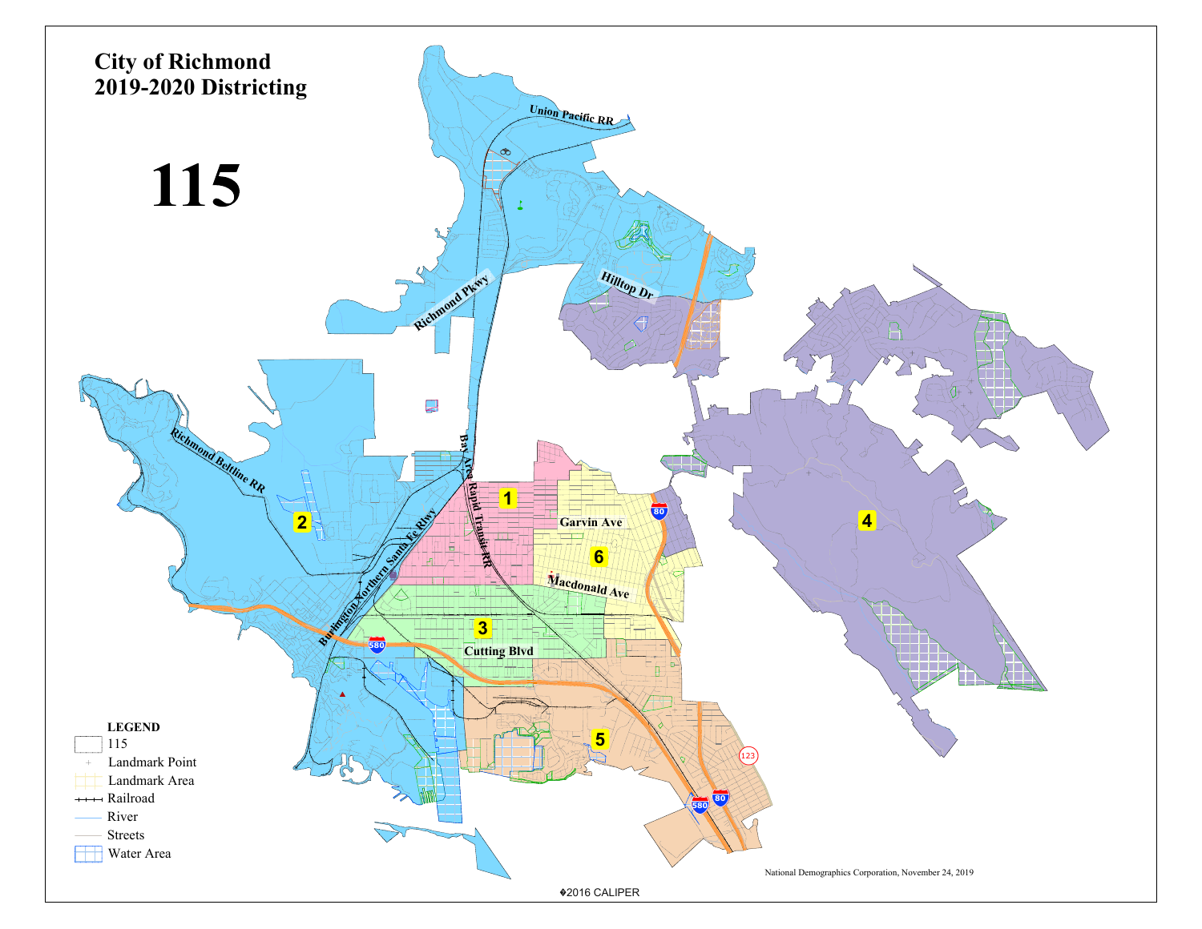# City of Richmond
# 2019-2020 Districting

# 115

Union Pacific RR

Hilltop Dr

Richmond Pkwy

Richmond Beltline RR

Bay Area Rapid Transit RR

Burlington Northern Santa Fe Rlwy

1

2

3

4

5

6

Garvin Ave

Macdonald Ave

Cutting Blvd

80

580

123

**LEGEND**

- 115
- Landmark Point
- Landmark Area
- Railroad
- River
- Streets
- Water Area

National Demographics Corporation, November 24, 2019

©2016 CALIPER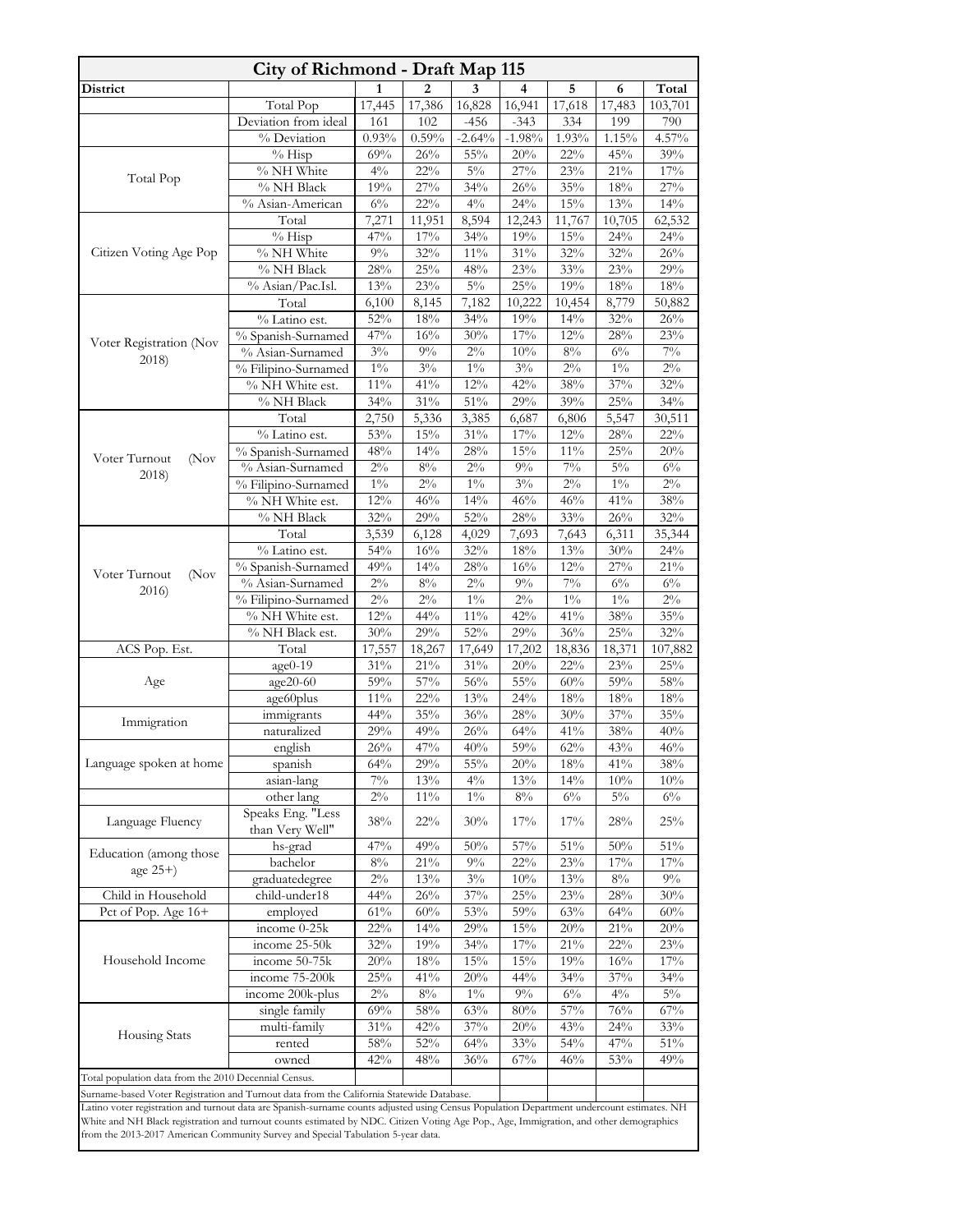# City of Richmond - Draft Map 115

| District | | 1 | 2 | 3 | 4 | 5 | 6 | Total |
|---|---|---|---|---|---|---|---|---|
| | Total Pop | 17,445 | 17,386 | 16,828 | 16,941 | 17,618 | 17,483 | 103,701 |
| | Deviation from ideal | 161 | 102 | -456 | -343 | 334 | 199 | 790 |
| | % Deviation | 0.93% | 0.59% | -2.64% | -1.98% | 1.93% | 1.15% | 4.57% |
| Total Pop | % Hisp | 69% | 26% | 55% | 20% | 22% | 45% | 39% |
| | % NH White | 4% | 22% | 5% | 27% | 23% | 21% | 17% |
| | % NH Black | 19% | 27% | 34% | 26% | 35% | 18% | 27% |
| | % Asian-American | 6% | 22% | 4% | 24% | 15% | 13% | 14% |
| Citizen Voting Age Pop | Total | 7,271 | 11,951 | 8,594 | 12,243 | 11,767 | 10,705 | 62,532 |
| | % Hisp | 47% | 17% | 34% | 19% | 15% | 24% | 24% |
| | % NH White | 9% | 32% | 11% | 31% | 32% | 32% | 26% |
| | % NH Black | 28% | 25% | 48% | 23% | 33% | 23% | 29% |
| | % Asian/Pac.Isl. | 13% | 23% | 5% | 25% | 19% | 18% | 18% |
| Voter Registration (Nov 2018) | Total | 6,100 | 8,145 | 7,182 | 10,222 | 10,454 | 8,779 | 50,882 |
| | % Latino est. | 52% | 18% | 34% | 19% | 14% | 32% | 26% |
| | % Spanish-Surnamed | 47% | 16% | 30% | 17% | 12% | 28% | 23% |
| | % Asian-Surnamed | 3% | 9% | 2% | 10% | 8% | 6% | 7% |
| | % Filipino-Surnamed | 1% | 3% | 1% | 3% | 2% | 1% | 2% |
| | % NH White est. | 11% | 41% | 12% | 42% | 38% | 37% | 32% |
| | % NH Black | 34% | 31% | 51% | 29% | 39% | 25% | 34% |
| Voter Turnout (Nov 2018) | Total | 2,750 | 5,336 | 3,385 | 6,687 | 6,806 | 5,547 | 30,511 |
| | % Latino est. | 53% | 15% | 31% | 17% | 12% | 28% | 22% |
| | % Spanish-Surnamed | 48% | 14% | 28% | 15% | 11% | 25% | 20% |
| | % Asian-Surnamed | 2% | 8% | 2% | 9% | 7% | 5% | 6% |
| | % Filipino-Surnamed | 1% | 2% | 1% | 3% | 2% | 1% | 2% |
| | % NH White est. | 12% | 46% | 14% | 46% | 46% | 41% | 38% |
| | % NH Black | 32% | 29% | 52% | 28% | 33% | 26% | 32% |
| Voter Turnout (Nov 2016) | Total | 3,539 | 6,128 | 4,029 | 7,693 | 7,643 | 6,311 | 35,344 |
| | % Latino est. | 54% | 16% | 32% | 18% | 13% | 30% | 24% |
| | % Spanish-Surnamed | 49% | 14% | 28% | 16% | 12% | 27% | 21% |
| | % Asian-Surnamed | 2% | 8% | 2% | 9% | 7% | 6% | 6% |
| | % Filipino-Surnamed | 2% | 2% | 1% | 2% | 1% | 1% | 2% |
| | % NH White est. | 12% | 44% | 11% | 42% | 41% | 38% | 35% |
| | % NH Black est. | 30% | 29% | 52% | 29% | 36% | 25% | 32% |
| ACS Pop. Est. | Total | 17,557 | 18,267 | 17,649 | 17,202 | 18,836 | 18,371 | 107,882 |
| Age | age0-19 | 31% | 21% | 31% | 20% | 22% | 23% | 25% |
| | age20-60 | 59% | 57% | 56% | 55% | 60% | 59% | 58% |
| | age60plus | 11% | 22% | 13% | 24% | 18% | 18% | 18% |
| Immigration | immigrants | 44% | 35% | 36% | 28% | 30% | 37% | 35% |
| | naturalized | 29% | 49% | 26% | 64% | 41% | 38% | 40% |
| Language spoken at home | english | 26% | 47% | 40% | 59% | 62% | 43% | 46% |
| | spanish | 64% | 29% | 55% | 20% | 18% | 41% | 38% |
| | asian-lang | 7% | 13% | 4% | 13% | 14% | 10% | 10% |
| | other lang | 2% | 11% | 1% | 8% | 6% | 5% | 6% |
| Language Fluency | Speaks Eng. "Less than Very Well" | 38% | 22% | 30% | 17% | 17% | 28% | 25% |
| Education (among those age 25+) | hs-grad | 47% | 49% | 50% | 57% | 51% | 50% | 51% |
| | bachelor | 8% | 21% | 9% | 22% | 23% | 17% | 17% |
| | graduatedegree | 2% | 13% | 3% | 10% | 13% | 8% | 9% |
| Child in Household | child-under18 | 44% | 26% | 37% | 25% | 23% | 28% | 30% |
| Pct of Pop. Age 16+ | employed | 61% | 60% | 53% | 59% | 63% | 64% | 60% |
| Household Income | income 0-25k | 22% | 14% | 29% | 15% | 20% | 21% | 20% |
| | income 25-50k | 32% | 19% | 34% | 17% | 21% | 22% | 23% |
| | income 50-75k | 20% | 18% | 15% | 15% | 19% | 16% | 17% |
| | income 75-200k | 25% | 41% | 20% | 44% | 34% | 37% | 34% |
| | income 200k-plus | 2% | 8% | 1% | 9% | 6% | 4% | 5% |
| Housing Stats | single family | 69% | 58% | 63% | 80% | 57% | 76% | 67% |
| | multi-family | 31% | 42% | 37% | 20% | 43% | 24% | 33% |
| | rented | 58% | 52% | 64% | 33% | 54% | 47% | 51% |
| | owned | 42% | 48% | 36% | 67% | 46% | 53% | 49% |

Total population data from the 2010 Decennial Census.

Surname-based Voter Registration and Turnout data from the California Statewide Database.

Latino voter registration and turnout data are Spanish-surname counts adjusted using Census Population Department undercount estimates. NH White and NH Black registration and turnout counts estimated by NDC. Citizen Voting Age Pop., Age, Immigration, and other demographics from the 2013-2017 American Community Survey and Special Tabulation 5-year data.